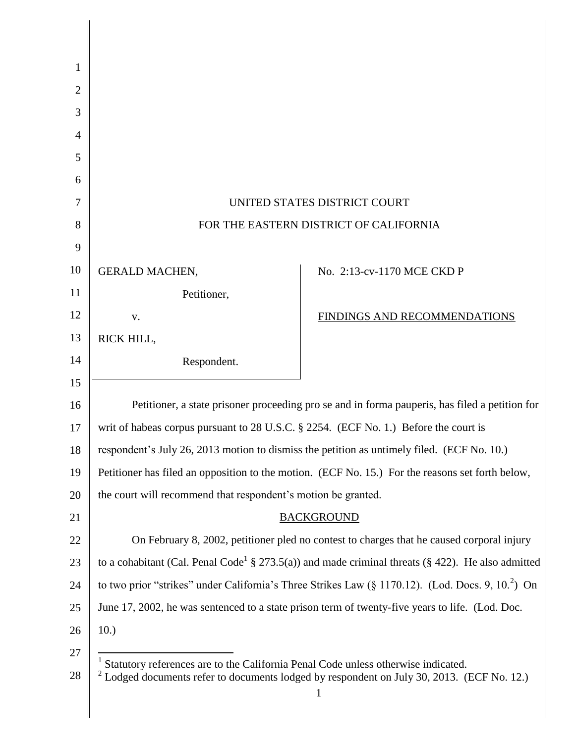UNITED STATES DISTRICT COURT

FOR THE EASTERN DISTRICT OF CALIFORNIA

| | |
|---|---|
| GERALD MACHEN,<br>Petitioner,<br>v.<br>RICK HILL,<br>Respondent. | No. 2:13-cv-1170 MCE CKD P<br><br>FINDINGS AND RECOMMENDATIONS |

Petitioner, a state prisoner proceeding pro se and in forma pauperis, has filed a petition for writ of habeas corpus pursuant to 28 U.S.C. § 2254. (ECF No. 1.) Before the court is respondent's July 26, 2013 motion to dismiss the petition as untimely filed. (ECF No. 10.) Petitioner has filed an opposition to the motion. (ECF No. 15.) For the reasons set forth below, the court will recommend that respondent's motion be granted.

## BACKGROUND

On February 8, 2002, petitioner pled no contest to charges that he caused corporal injury to a cohabitant (Cal. Penal Code[1] § 273.5(a)) and made criminal threats (§ 422). He also admitted to two prior "strikes" under California's Three Strikes Law (§ 1170.12). (Lod. Docs. 9, 10.[2]) On June 17, 2002, he was sentenced to a state prison term of twenty-five years to life. (Lod. Doc. 10.)

[1] Statutory references are to the California Penal Code unless otherwise indicated.

[2] Lodged documents refer to documents lodged by respondent on July 30, 2013. (ECF No. 12.)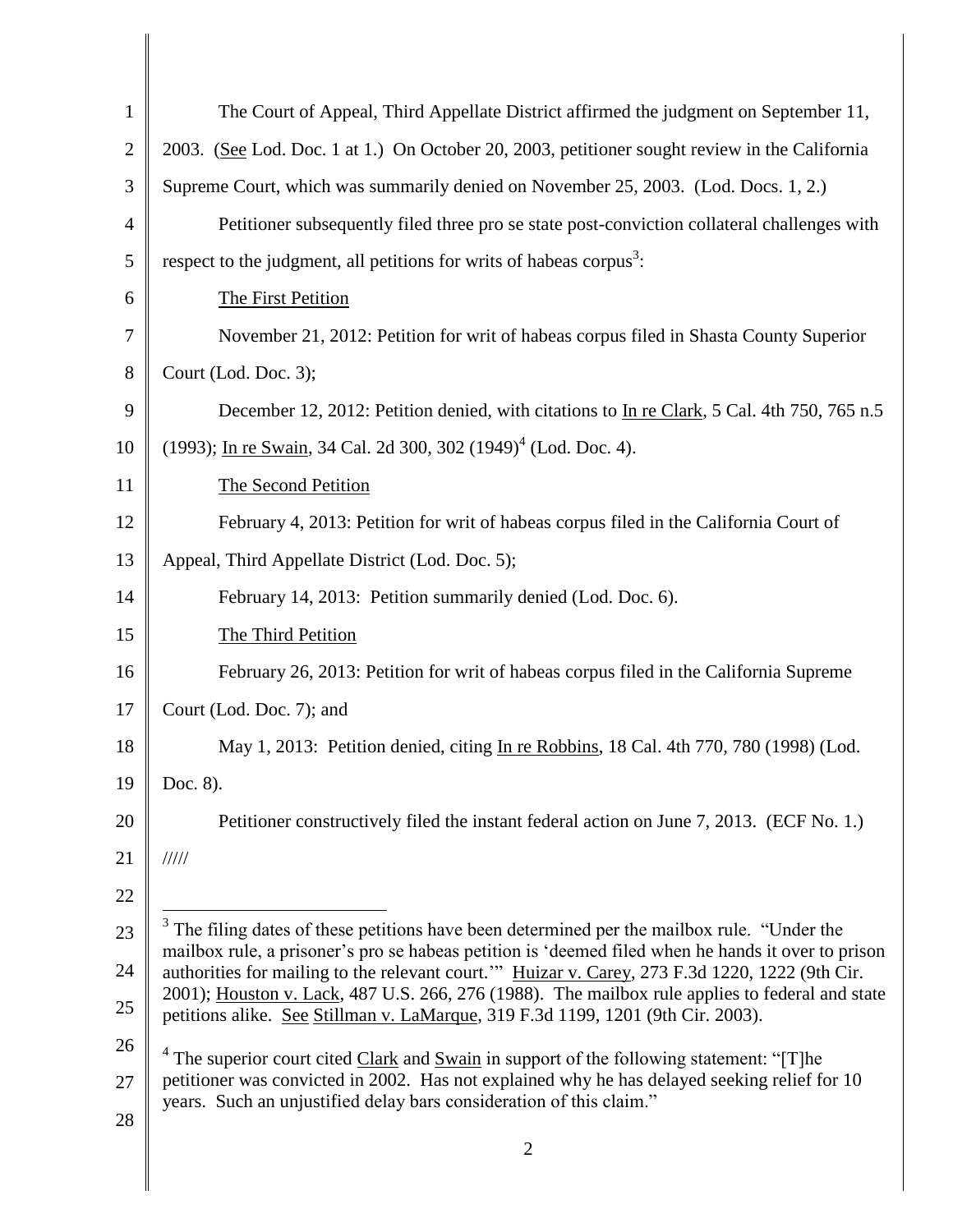The Court of Appeal, Third Appellate District affirmed the judgment on September 11, 2003. (See Lod. Doc. 1 at 1.) On October 20, 2003, petitioner sought review in the California Supreme Court, which was summarily denied on November 25, 2003. (Lod. Docs. 1, 2.)

Petitioner subsequently filed three pro se state post-conviction collateral challenges with respect to the judgment, all petitions for writs of habeas corpus[3]:

The First Petition

November 21, 2012: Petition for writ of habeas corpus filed in Shasta County Superior Court (Lod. Doc. 3);

December 12, 2012: Petition denied, with citations to In re Clark, 5 Cal. 4th 750, 765 n.5 (1993); In re Swain, 34 Cal. 2d 300, 302 (1949)[4] (Lod. Doc. 4).

The Second Petition

February 4, 2013: Petition for writ of habeas corpus filed in the California Court of Appeal, Third Appellate District (Lod. Doc. 5);

February 14, 2013: Petition summarily denied (Lod. Doc. 6).

The Third Petition

February 26, 2013: Petition for writ of habeas corpus filed in the California Supreme Court (Lod. Doc. 7); and

May 1, 2013: Petition denied, citing In re Robbins, 18 Cal. 4th 770, 780 (1998) (Lod. Doc. 8).

Petitioner constructively filed the instant federal action on June 7, 2013. (ECF No. 1.)

/////

---

[3] The filing dates of these petitions have been determined per the mailbox rule. "Under the mailbox rule, a prisoner's pro se habeas petition is 'deemed filed when he hands it over to prison authorities for mailing to the relevant court.'" Huizar v. Carey, 273 F.3d 1220, 1222 (9th Cir. 2001); Houston v. Lack, 487 U.S. 266, 276 (1988). The mailbox rule applies to federal and state petitions alike. See Stillman v. LaMarque, 319 F.3d 1199, 1201 (9th Cir. 2003).

[4] The superior court cited Clark and Swain in support of the following statement: "[T]he petitioner was convicted in 2002. Has not explained why he has delayed seeking relief for 10 years. Such an unjustified delay bars consideration of this claim."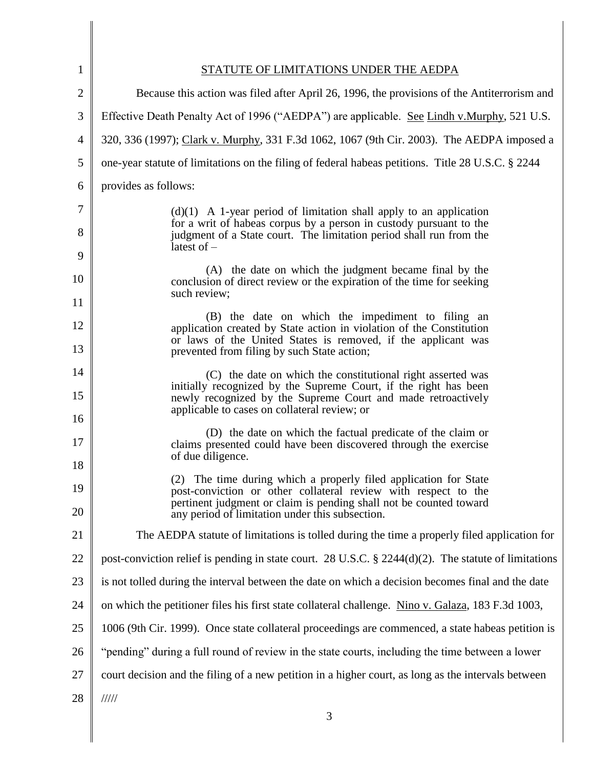## STATUTE OF LIMITATIONS UNDER THE AEDPA

Because this action was filed after April 26, 1996, the provisions of the Antiterrorism and Effective Death Penalty Act of 1996 ("AEDPA") are applicable. See Lindh v.Murphy, 521 U.S. 320, 336 (1997); Clark v. Murphy, 331 F.3d 1062, 1067 (9th Cir. 2003). The AEDPA imposed a one-year statute of limitations on the filing of federal habeas petitions. Title 28 U.S.C. § 2244 provides as follows:

> (d)(1) A 1-year period of limitation shall apply to an application for a writ of habeas corpus by a person in custody pursuant to the judgment of a State court. The limitation period shall run from the latest of –
>
> (A) the date on which the judgment became final by the conclusion of direct review or the expiration of the time for seeking such review;
>
> (B) the date on which the impediment to filing an application created by State action in violation of the Constitution or laws of the United States is removed, if the applicant was prevented from filing by such State action;
>
> (C) the date on which the constitutional right asserted was initially recognized by the Supreme Court, if the right has been newly recognized by the Supreme Court and made retroactively applicable to cases on collateral review; or
>
> (D) the date on which the factual predicate of the claim or claims presented could have been discovered through the exercise of due diligence.
>
> (2) The time during which a properly filed application for State post-conviction or other collateral review with respect to the pertinent judgment or claim is pending shall not be counted toward any period of limitation under this subsection.

The AEDPA statute of limitations is tolled during the time a properly filed application for post-conviction relief is pending in state court. 28 U.S.C. § 2244(d)(2). The statute of limitations is not tolled during the interval between the date on which a decision becomes final and the date on which the petitioner files his first state collateral challenge. Nino v. Galaza, 183 F.3d 1003, 1006 (9th Cir. 1999). Once state collateral proceedings are commenced, a state habeas petition is "pending" during a full round of review in the state courts, including the time between a lower court decision and the filing of a new petition in a higher court, as long as the intervals between

/////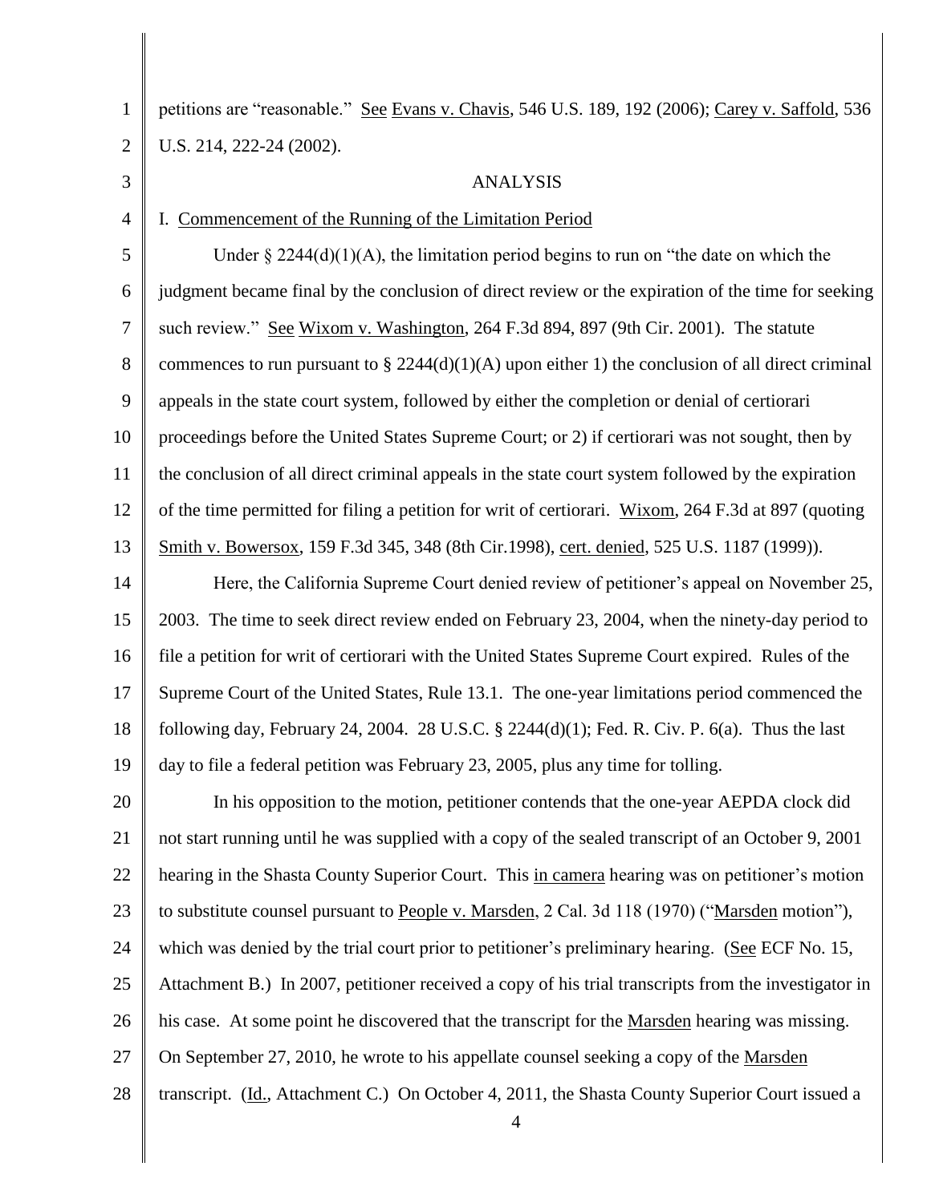petitions are "reasonable." See Evans v. Chavis, 546 U.S. 189, 192 (2006); Carey v. Saffold, 536 U.S. 214, 222-24 (2002).

## ANALYSIS

### I. Commencement of the Running of the Limitation Period

Under § 2244(d)(1)(A), the limitation period begins to run on "the date on which the judgment became final by the conclusion of direct review or the expiration of the time for seeking such review." See Wixom v. Washington, 264 F.3d 894, 897 (9th Cir. 2001). The statute commences to run pursuant to § 2244(d)(1)(A) upon either 1) the conclusion of all direct criminal appeals in the state court system, followed by either the completion or denial of certiorari proceedings before the United States Supreme Court; or 2) if certiorari was not sought, then by the conclusion of all direct criminal appeals in the state court system followed by the expiration of the time permitted for filing a petition for writ of certiorari. Wixom, 264 F.3d at 897 (quoting Smith v. Bowersox, 159 F.3d 345, 348 (8th Cir.1998), cert. denied, 525 U.S. 1187 (1999)).

Here, the California Supreme Court denied review of petitioner's appeal on November 25, 2003. The time to seek direct review ended on February 23, 2004, when the ninety-day period to file a petition for writ of certiorari with the United States Supreme Court expired. Rules of the Supreme Court of the United States, Rule 13.1. The one-year limitations period commenced the following day, February 24, 2004. 28 U.S.C. § 2244(d)(1); Fed. R. Civ. P. 6(a). Thus the last day to file a federal petition was February 23, 2005, plus any time for tolling.

In his opposition to the motion, petitioner contends that the one-year AEPDA clock did not start running until he was supplied with a copy of the sealed transcript of an October 9, 2001 hearing in the Shasta County Superior Court. This in camera hearing was on petitioner's motion to substitute counsel pursuant to People v. Marsden, 2 Cal. 3d 118 (1970) ("Marsden motion"), which was denied by the trial court prior to petitioner's preliminary hearing. (See ECF No. 15, Attachment B.) In 2007, petitioner received a copy of his trial transcripts from the investigator in his case. At some point he discovered that the transcript for the Marsden hearing was missing. On September 27, 2010, he wrote to his appellate counsel seeking a copy of the Marsden transcript. (Id., Attachment C.) On October 4, 2011, the Shasta County Superior Court issued a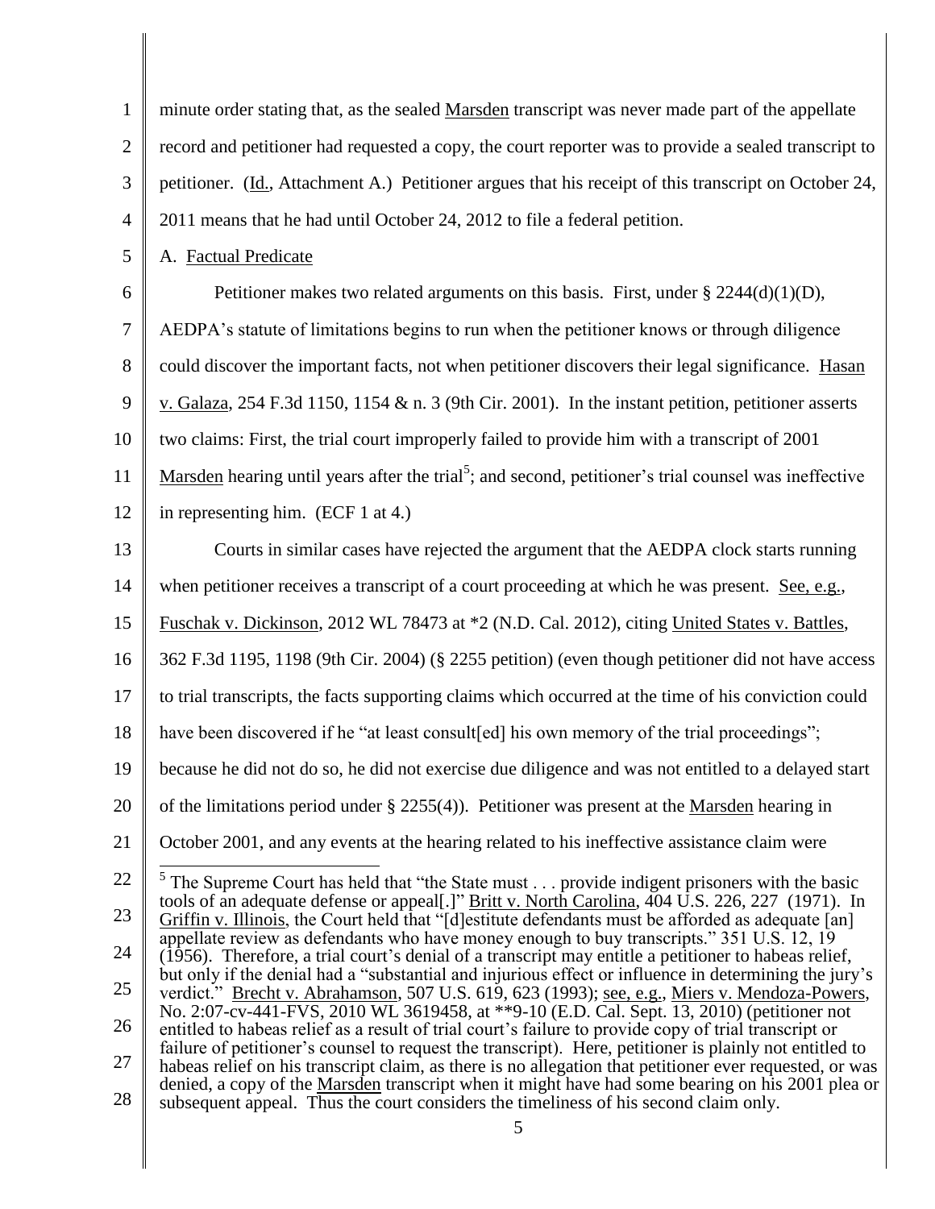minute order stating that, as the sealed Marsden transcript was never made part of the appellate record and petitioner had requested a copy, the court reporter was to provide a sealed transcript to petitioner. (Id., Attachment A.) Petitioner argues that his receipt of this transcript on October 24, 2011 means that he had until October 24, 2012 to file a federal petition.

A. Factual Predicate

Petitioner makes two related arguments on this basis. First, under § 2244(d)(1)(D), AEDPA's statute of limitations begins to run when the petitioner knows or through diligence could discover the important facts, not when petitioner discovers their legal significance. Hasan v. Galaza, 254 F.3d 1150, 1154 & n. 3 (9th Cir. 2001). In the instant petition, petitioner asserts two claims: First, the trial court improperly failed to provide him with a transcript of 2001 Marsden hearing until years after the trial[5]; and second, petitioner's trial counsel was ineffective in representing him. (ECF 1 at 4.)

Courts in similar cases have rejected the argument that the AEDPA clock starts running when petitioner receives a transcript of a court proceeding at which he was present. See, e.g., Fuschak v. Dickinson, 2012 WL 78473 at *2 (N.D. Cal. 2012), citing United States v. Battles, 362 F.3d 1195, 1198 (9th Cir. 2004) (§ 2255 petition) (even though petitioner did not have access to trial transcripts, the facts supporting claims which occurred at the time of his conviction could have been discovered if he "at least consult[ed] his own memory of the trial proceedings"; because he did not do so, he did not exercise due diligence and was not entitled to a delayed start of the limitations period under § 2255(4)). Petitioner was present at the Marsden hearing in October 2001, and any events at the hearing related to his ineffective assistance claim were

[5] The Supreme Court has held that "the State must . . . provide indigent prisoners with the basic tools of an adequate defense or appeal[.]" Britt v. North Carolina, 404 U.S. 226, 227 (1971). In Griffin v. Illinois, the Court held that "[d]estitute defendants must be afforded as adequate [an] appellate review as defendants who have money enough to buy transcripts." 351 U.S. 12, 19 (1956). Therefore, a trial court's denial of a transcript may entitle a petitioner to habeas relief, but only if the denial had a "substantial and injurious effect or influence in determining the jury's verdict." Brecht v. Abrahamson, 507 U.S. 619, 623 (1993); see, e.g., Miers v. Mendoza-Powers, No. 2:07-cv-441-FVS, 2010 WL 3619458, at **9-10 (E.D. Cal. Sept. 13, 2010) (petitioner not entitled to habeas relief as a result of trial court's failure to provide copy of trial transcript or failure of petitioner's counsel to request the transcript). Here, petitioner is plainly not entitled to habeas relief on his transcript claim, as there is no allegation that petitioner ever requested, or was denied, a copy of the Marsden transcript when it might have had some bearing on his 2001 plea or subsequent appeal. Thus the court considers the timeliness of his second claim only.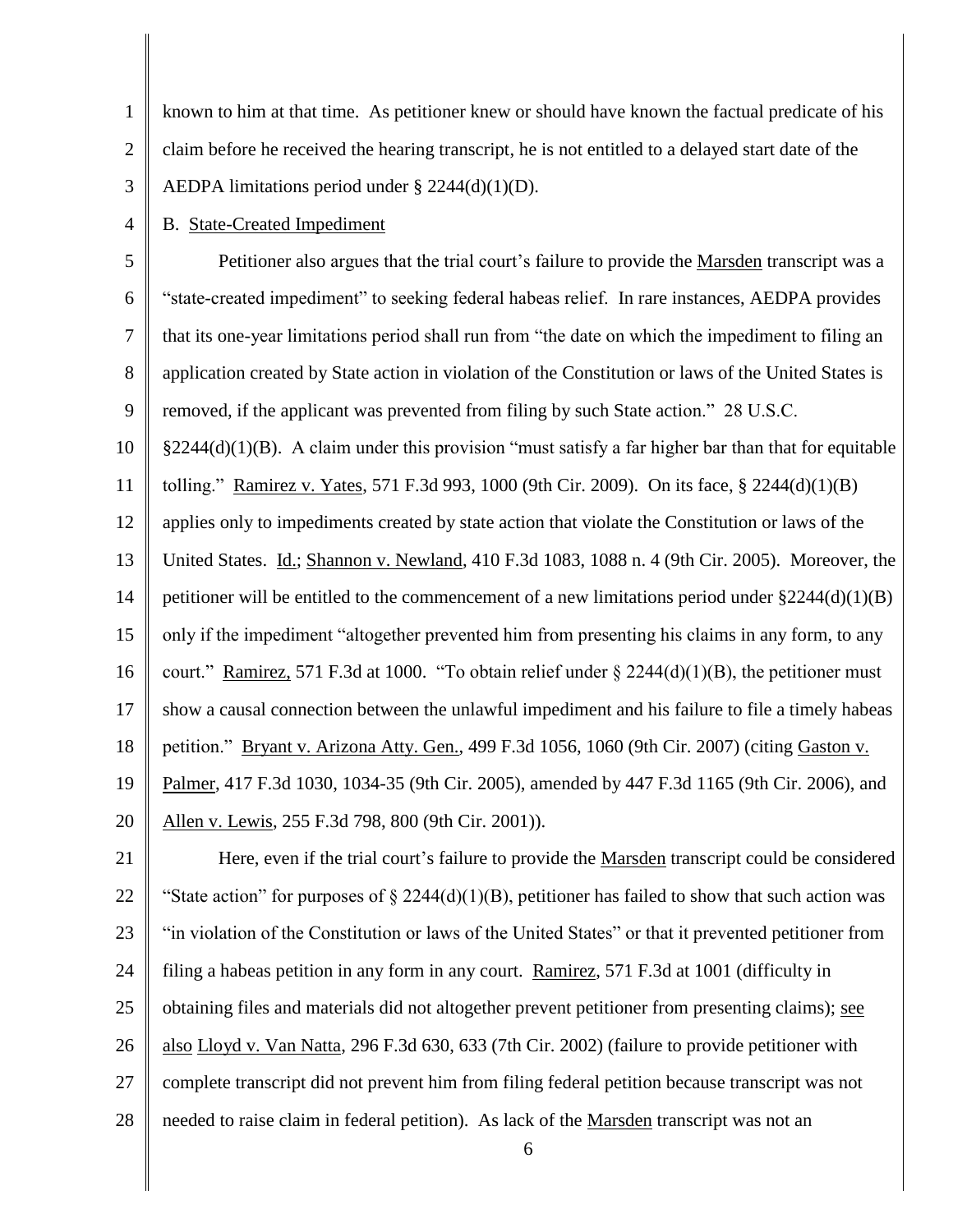known to him at that time. As petitioner knew or should have known the factual predicate of his claim before he received the hearing transcript, he is not entitled to a delayed start date of the AEDPA limitations period under § 2244(d)(1)(D).

B. State-Created Impediment

Petitioner also argues that the trial court's failure to provide the Marsden transcript was a "state-created impediment" to seeking federal habeas relief. In rare instances, AEDPA provides that its one-year limitations period shall run from "the date on which the impediment to filing an application created by State action in violation of the Constitution or laws of the United States is removed, if the applicant was prevented from filing by such State action." 28 U.S.C. §2244(d)(1)(B). A claim under this provision "must satisfy a far higher bar than that for equitable tolling." Ramirez v. Yates, 571 F.3d 993, 1000 (9th Cir. 2009). On its face, § 2244(d)(1)(B) applies only to impediments created by state action that violate the Constitution or laws of the United States. Id.; Shannon v. Newland, 410 F.3d 1083, 1088 n. 4 (9th Cir. 2005). Moreover, the petitioner will be entitled to the commencement of a new limitations period under §2244(d)(1)(B) only if the impediment "altogether prevented him from presenting his claims in any form, to any court." Ramirez, 571 F.3d at 1000. "To obtain relief under § 2244(d)(1)(B), the petitioner must show a causal connection between the unlawful impediment and his failure to file a timely habeas petition." Bryant v. Arizona Atty. Gen., 499 F.3d 1056, 1060 (9th Cir. 2007) (citing Gaston v. Palmer, 417 F.3d 1030, 1034-35 (9th Cir. 2005), amended by 447 F.3d 1165 (9th Cir. 2006), and Allen v. Lewis, 255 F.3d 798, 800 (9th Cir. 2001)).

Here, even if the trial court's failure to provide the Marsden transcript could be considered "State action" for purposes of § 2244(d)(1)(B), petitioner has failed to show that such action was "in violation of the Constitution or laws of the United States" or that it prevented petitioner from filing a habeas petition in any form in any court. Ramirez, 571 F.3d at 1001 (difficulty in obtaining files and materials did not altogether prevent petitioner from presenting claims); see also Lloyd v. Van Natta, 296 F.3d 630, 633 (7th Cir. 2002) (failure to provide petitioner with complete transcript did not prevent him from filing federal petition because transcript was not needed to raise claim in federal petition). As lack of the Marsden transcript was not an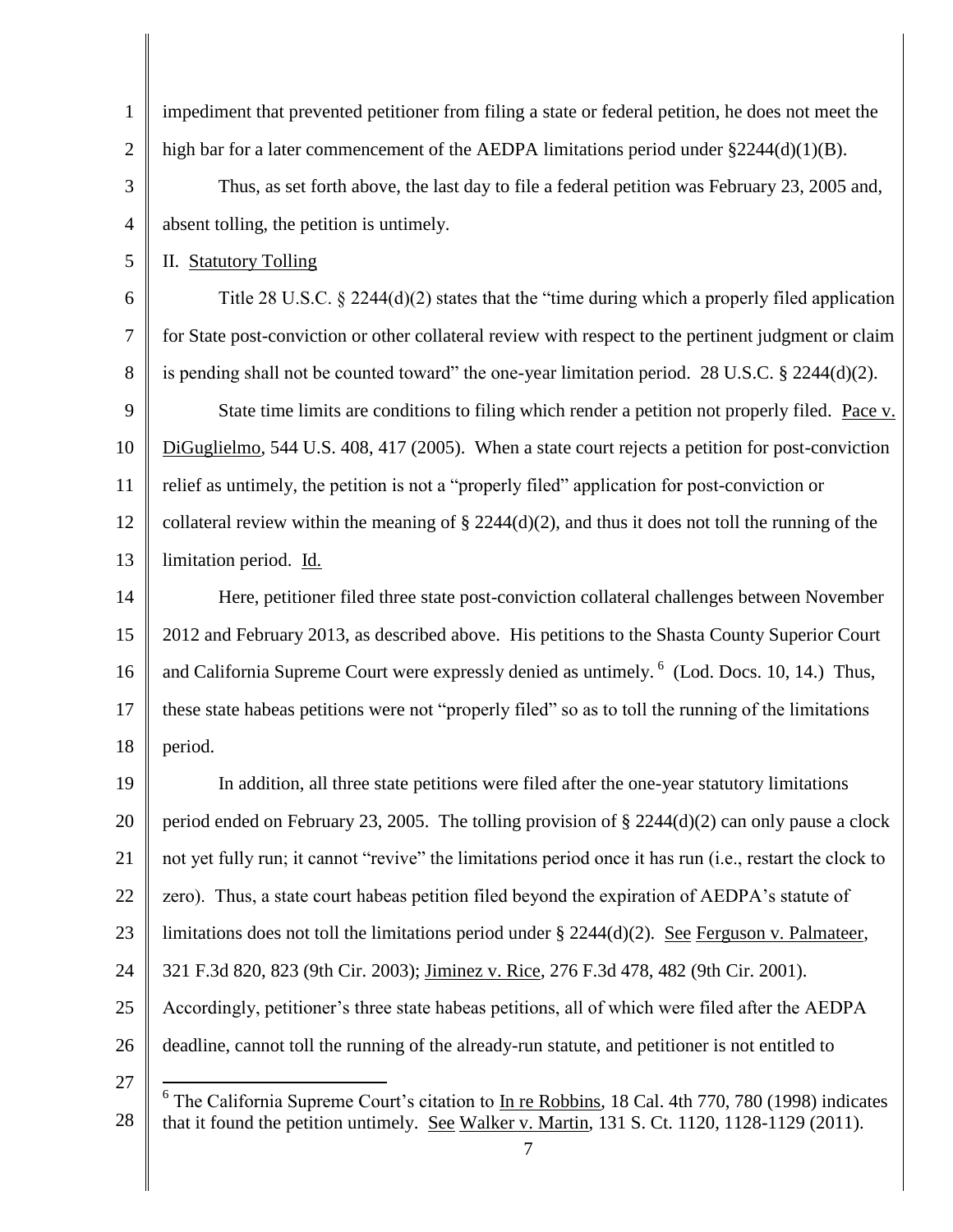impediment that prevented petitioner from filing a state or federal petition, he does not meet the high bar for a later commencement of the AEDPA limitations period under §2244(d)(1)(B).

Thus, as set forth above, the last day to file a federal petition was February 23, 2005 and, absent tolling, the petition is untimely.

II. Statutory Tolling

Title 28 U.S.C. § 2244(d)(2) states that the "time during which a properly filed application for State post-conviction or other collateral review with respect to the pertinent judgment or claim is pending shall not be counted toward" the one-year limitation period. 28 U.S.C. § 2244(d)(2).

State time limits are conditions to filing which render a petition not properly filed. Pace v. DiGuglielmo, 544 U.S. 408, 417 (2005). When a state court rejects a petition for post-conviction relief as untimely, the petition is not a "properly filed" application for post-conviction or collateral review within the meaning of § 2244(d)(2), and thus it does not toll the running of the limitation period. Id.

Here, petitioner filed three state post-conviction collateral challenges between November 2012 and February 2013, as described above. His petitions to the Shasta County Superior Court and California Supreme Court were expressly denied as untimely.[6] (Lod. Docs. 10, 14.) Thus, these state habeas petitions were not "properly filed" so as to toll the running of the limitations period.

In addition, all three state petitions were filed after the one-year statutory limitations period ended on February 23, 2005. The tolling provision of § 2244(d)(2) can only pause a clock not yet fully run; it cannot "revive" the limitations period once it has run (i.e., restart the clock to zero). Thus, a state court habeas petition filed beyond the expiration of AEDPA's statute of limitations does not toll the limitations period under § 2244(d)(2). See Ferguson v. Palmateer, 321 F.3d 820, 823 (9th Cir. 2003); Jiminez v. Rice, 276 F.3d 478, 482 (9th Cir. 2001). Accordingly, petitioner's three state habeas petitions, all of which were filed after the AEDPA deadline, cannot toll the running of the already-run statute, and petitioner is not entitled to

---

[6] The California Supreme Court's citation to In re Robbins, 18 Cal. 4th 770, 780 (1998) indicates that it found the petition untimely. See Walker v. Martin, 131 S. Ct. 1120, 1128-1129 (2011).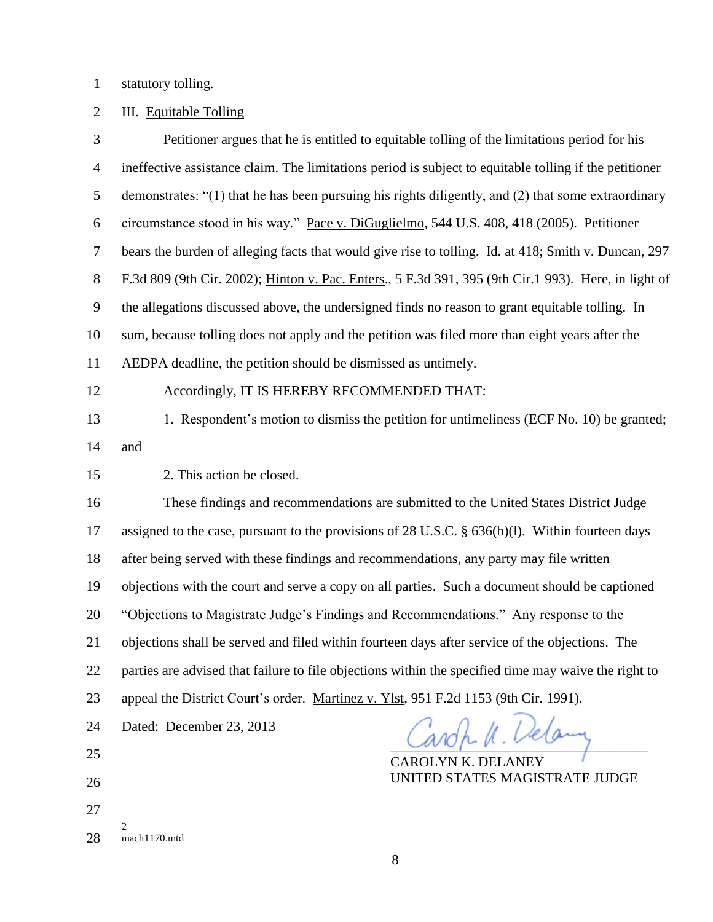statutory tolling.

III. Equitable Tolling

Petitioner argues that he is entitled to equitable tolling of the limitations period for his ineffective assistance claim. The limitations period is subject to equitable tolling if the petitioner demonstrates: "(1) that he has been pursuing his rights diligently, and (2) that some extraordinary circumstance stood in his way." Pace v. DiGuglielmo, 544 U.S. 408, 418 (2005). Petitioner bears the burden of alleging facts that would give rise to tolling. Id. at 418; Smith v. Duncan, 297 F.3d 809 (9th Cir. 2002); Hinton v. Pac. Enters., 5 F.3d 391, 395 (9th Cir.1 993). Here, in light of the allegations discussed above, the undersigned finds no reason to grant equitable tolling. In sum, because tolling does not apply and the petition was filed more than eight years after the AEDPA deadline, the petition should be dismissed as untimely.

Accordingly, IT IS HEREBY RECOMMENDED THAT:

1. Respondent's motion to dismiss the petition for untimeliness (ECF No. 10) be granted; and

2. This action be closed.

These findings and recommendations are submitted to the United States District Judge assigned to the case, pursuant to the provisions of 28 U.S.C. § 636(b)(l). Within fourteen days after being served with these findings and recommendations, any party may file written objections with the court and serve a copy on all parties. Such a document should be captioned "Objections to Magistrate Judge's Findings and Recommendations." Any response to the objections shall be served and filed within fourteen days after service of the objections. The parties are advised that failure to file objections within the specified time may waive the right to appeal the District Court's order. Martinez v. Ylst, 951 F.2d 1153 (9th Cir. 1991).

Dated: December 23, 2013

CAROLYN K. DELANEY
UNITED STATES MAGISTRATE JUDGE

2
mach1170.mtd